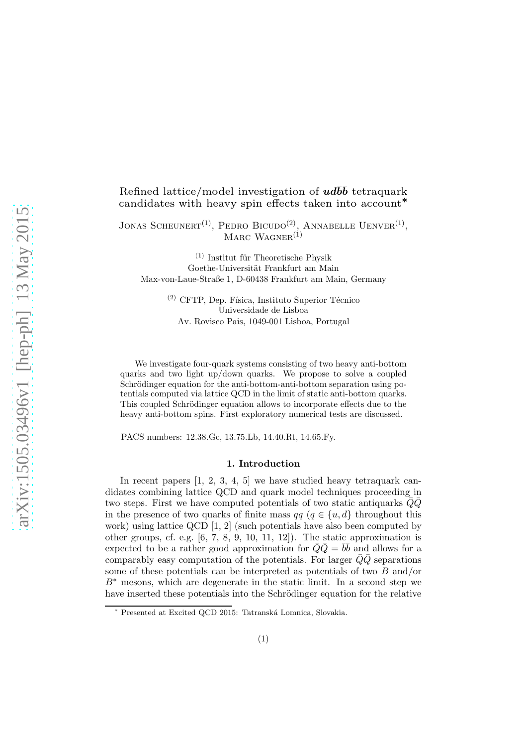# Refined lattice/model investigation of $ud\bar{b}\bar{b}$ tetraquark candidates with heavy spin effects taken into account*

Jonas Scheunert[(1)], Pedro Bicudo[(2)], Annabelle Uenver[(1)], Marc Wagner[(1)]

[(1)] Institut für Theoretische Physik
Goethe-Universität Frankfurt am Main
Max-von-Laue-Straße 1, D-60438 Frankfurt am Main, Germany

[(2)] CFTP, Dep. Física, Instituto Superior Técnico
Universidade de Lisboa
Av. Rovisco Pais, 1049-001 Lisboa, Portugal

We investigate four-quark systems consisting of two heavy anti-bottom quarks and two light up/down quarks. We propose to solve a coupled Schrödinger equation for the anti-bottom-anti-bottom separation using potentials computed via lattice QCD in the limit of static anti-bottom quarks. This coupled Schrödinger equation allows to incorporate effects due to the heavy anti-bottom spins. First exploratory numerical tests are discussed.

PACS numbers: 12.38.Gc, 13.75.Lb, 14.40.Rt, 14.65.Fy.

## 1. Introduction

In recent papers [1, 2, 3, 4, 5] we have studied heavy tetraquark candidates combining lattice QCD and quark model techniques proceeding in two steps. First we have computed potentials of two static antiquarks $\bar{Q}\bar{Q}$ in the presence of two quarks of finite mass $qq$ ($q \in \{u, d\}$ throughout this work) using lattice QCD [1, 2] (such potentials have also been computed by other groups, cf. e.g. [6, 7, 8, 9, 10, 11, 12]). The static approximation is expected to be a rather good approximation for $\bar{Q}\bar{Q} = \bar{b}\bar{b}$ and allows for a comparably easy computation of the potentials. For larger $\bar{Q}\bar{Q}$ separations some of these potentials can be interpreted as potentials of two $B$ and/or $B^*$ mesons, which are degenerate in the static limit. In a second step we have inserted these potentials into the Schrödinger equation for the relative

* Presented at Excited QCD 2015: Tatranská Lomnica, Slovakia.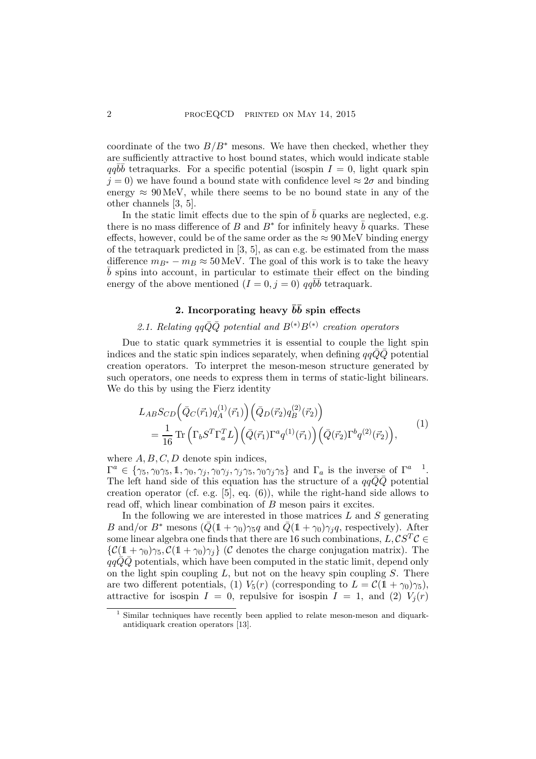coordinate of the two $B/B^*$ mesons. We have then checked, whether they are sufficiently attractive to host bound states, which would indicate stable $qq\bar{b}\bar{b}$ tetraquarks. For a specific potential (isospin $I = 0$, light quark spin $j = 0$) we have found a bound state with confidence level $\approx 2\sigma$ and binding energy $\approx 90\,\text{MeV}$, while there seems to be no bound state in any of the other channels [3, 5].

In the static limit effects due to the spin of $\bar{b}$ quarks are neglected, e.g. there is no mass difference of $B$ and $B^*$ for infinitely heavy $\bar{b}$ quarks. These effects, however, could be of the same order as the $\approx 90\,\text{MeV}$ binding energy of the tetraquark predicted in [3, 5], as can e.g. be estimated from the mass difference $m_{B^*} - m_B \approx 50\,\text{MeV}$. The goal of this work is to take the heavy $\bar{b}$ spins into account, in particular to estimate their effect on the binding energy of the above mentioned $(I = 0, j = 0)$ $qq\bar{b}\bar{b}$ tetraquark.

## 2. Incorporating heavy $\bar{b}\bar{b}$ spin effects

### *2.1. Relating $qq\bar{Q}\bar{Q}$ potential and $B^{(*)}B^{(*)}$ creation operators*

Due to static quark symmetries it is essential to couple the light spin indices and the static spin indices separately, when defining $qq\bar{Q}\bar{Q}$ potential creation operators. To interpret the meson-meson structure generated by such operators, one needs to express them in terms of static-light bilinears. We do this by using the Fierz identity

$$
\begin{aligned}
&L_{AB} S_{CD} \Big(\bar{Q}_C(\vec{r}_1) q_A^{(1)}(\vec{r}_1)\Big) \Big(\bar{Q}_D(\vec{r}_2) q_B^{(2)}(\vec{r}_2)\Big) \\
&= \frac{1}{16} \operatorname{Tr}\Big(\Gamma_b S^T \Gamma_a^T L\Big) \Big(\bar{Q}(\vec{r}_1) \Gamma^a q^{(1)}(\vec{r}_1)\Big) \Big(\bar{Q}(\vec{r}_2) \Gamma^b q^{(2)}(\vec{r}_2)\Big),
\end{aligned}
\tag{1}
$$

where $A, B, C, D$ denote spin indices,
$\Gamma^a \in \{\gamma_5, \gamma_0\gamma_5, \mathbb{1}, \gamma_0, \gamma_j, \gamma_0\gamma_j, \gamma_j\gamma_5, \gamma_0\gamma_j\gamma_5\}$ and $\Gamma_a$ is the inverse of $\Gamma^a$ [1]. The left hand side of this equation has the structure of a $qq\bar{Q}\bar{Q}$ potential creation operator (cf. e.g. [5], eq. (6)), while the right-hand side allows to read off, which linear combination of $B$ meson pairs it excites.

In the following we are interested in those matrices $L$ and $S$ generating $B$ and/or $B^*$ mesons ($\bar{Q}(\mathbb{1} + \gamma_0)\gamma_5 q$ and $\bar{Q}(\mathbb{1} + \gamma_0)\gamma_j q$, respectively). After some linear algebra one finds that there are 16 such combinations, $L, \mathcal{C}S^T\mathcal{C} \in \{\mathcal{C}(\mathbb{1} + \gamma_0)\gamma_5, \mathcal{C}(\mathbb{1} + \gamma_0)\gamma_j\}$ ($\mathcal{C}$ denotes the charge conjugation matrix). The $qq\bar{Q}\bar{Q}$ potentials, which have been computed in the static limit, depend only on the light spin coupling $L$, but not on the heavy spin coupling $S$. There are two different potentials, (1) $V_5(r)$ (corresponding to $L = \mathcal{C}(\mathbb{1} + \gamma_0)\gamma_5$), attractive for isospin $I = 0$, repulsive for isospin $I = 1$, and (2) $V_j(r)$

[1] Similar techniques have recently been applied to relate meson-meson and diquark-antidiquark creation operators [13].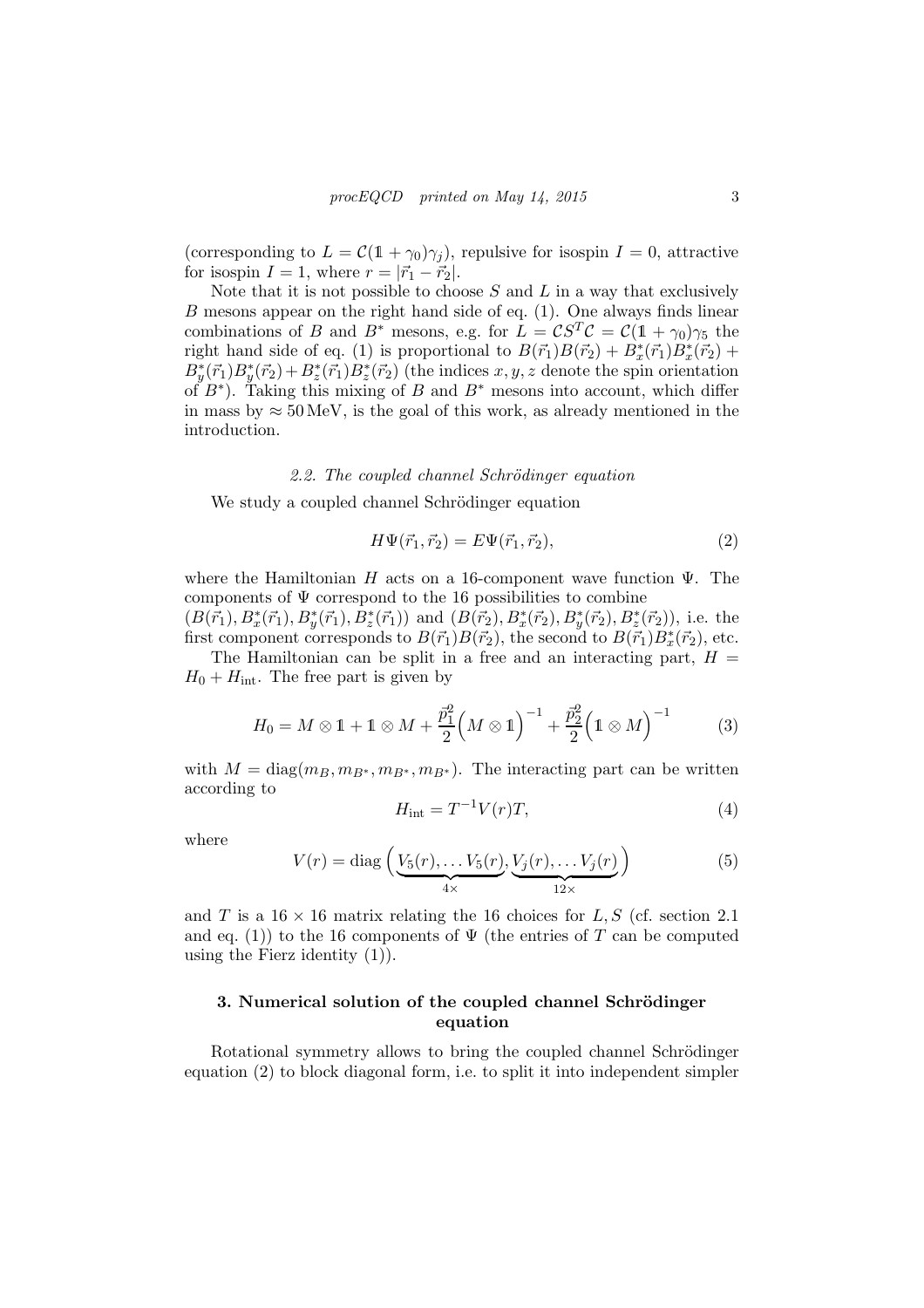(corresponding to $L = \mathcal{C}(\mathbb{1} + \gamma_0)\gamma_j$), repulsive for isospin $I = 0$, attractive for isospin $I = 1$, where $r = |\vec{r}_1 - \vec{r}_2|$.

Note that it is not possible to choose $S$ and $L$ in a way that exclusively $B$ mesons appear on the right hand side of eq. (1). One always finds linear combinations of $B$ and $B^*$ mesons, e.g. for $L = \mathcal{C}S^T\mathcal{C} = \mathcal{C}(\mathbb{1} + \gamma_0)\gamma_5$ the right hand side of eq. (1) is proportional to $B(\vec{r}_1)B(\vec{r}_2) + B^*_x(\vec{r}_1)B^*_x(\vec{r}_2) + B^*_y(\vec{r}_1)B^*_y(\vec{r}_2) + B^*_z(\vec{r}_1)B^*_z(\vec{r}_2)$ (the indices $x, y, z$ denote the spin orientation of $B^*$). Taking this mixing of $B$ and $B^*$ mesons into account, which differ in mass by $\approx 50\,\text{MeV}$, is the goal of this work, as already mentioned in the introduction.

### 2.2. The coupled channel Schrödinger equation

We study a coupled channel Schrödinger equation

$$H\Psi(\vec{r}_1, \vec{r}_2) = E\Psi(\vec{r}_1, \vec{r}_2), \tag{2}$$

where the Hamiltonian $H$ acts on a 16-component wave function $\Psi$. The components of $\Psi$ correspond to the 16 possibilities to combine $(B(\vec{r}_1), B^*_x(\vec{r}_1), B^*_y(\vec{r}_1), B^*_z(\vec{r}_1))$ and $(B(\vec{r}_2), B^*_x(\vec{r}_2), B^*_y(\vec{r}_2), B^*_z(\vec{r}_2))$, i.e. the first component corresponds to $B(\vec{r}_1)B(\vec{r}_2)$, the second to $B(\vec{r}_1)B^*_x(\vec{r}_2)$, etc.

The Hamiltonian can be split in a free and an interacting part, $H = H_0 + H_{\text{int}}$. The free part is given by

$$H_0 = M \otimes \mathbb{1} + \mathbb{1} \otimes M + \frac{\vec{p}_1^{\,2}}{2}\Big(M \otimes \mathbb{1}\Big)^{-1} + \frac{\vec{p}_2^{\,2}}{2}\Big(\mathbb{1} \otimes M\Big)^{-1} \tag{3}$$

with $M = \text{diag}(m_B, m_{B^*}, m_{B^*}, m_{B^*})$. The interacting part can be written according to

$$H_{\text{int}} = T^{-1}V(r)T, \tag{4}$$

where

$$V(r) = \text{diag}\Big(\underbrace{V_5(r), \ldots V_5(r)}_{4\times}, \underbrace{V_j(r), \ldots V_j(r)}_{12\times}\Big) \tag{5}$$

and $T$ is a $16 \times 16$ matrix relating the 16 choices for $L, S$ (cf. section 2.1 and eq. (1)) to the 16 components of $\Psi$ (the entries of $T$ can be computed using the Fierz identity (1)).

## 3. Numerical solution of the coupled channel Schrödinger equation

Rotational symmetry allows to bring the coupled channel Schrödinger equation (2) to block diagonal form, i.e. to split it into independent simpler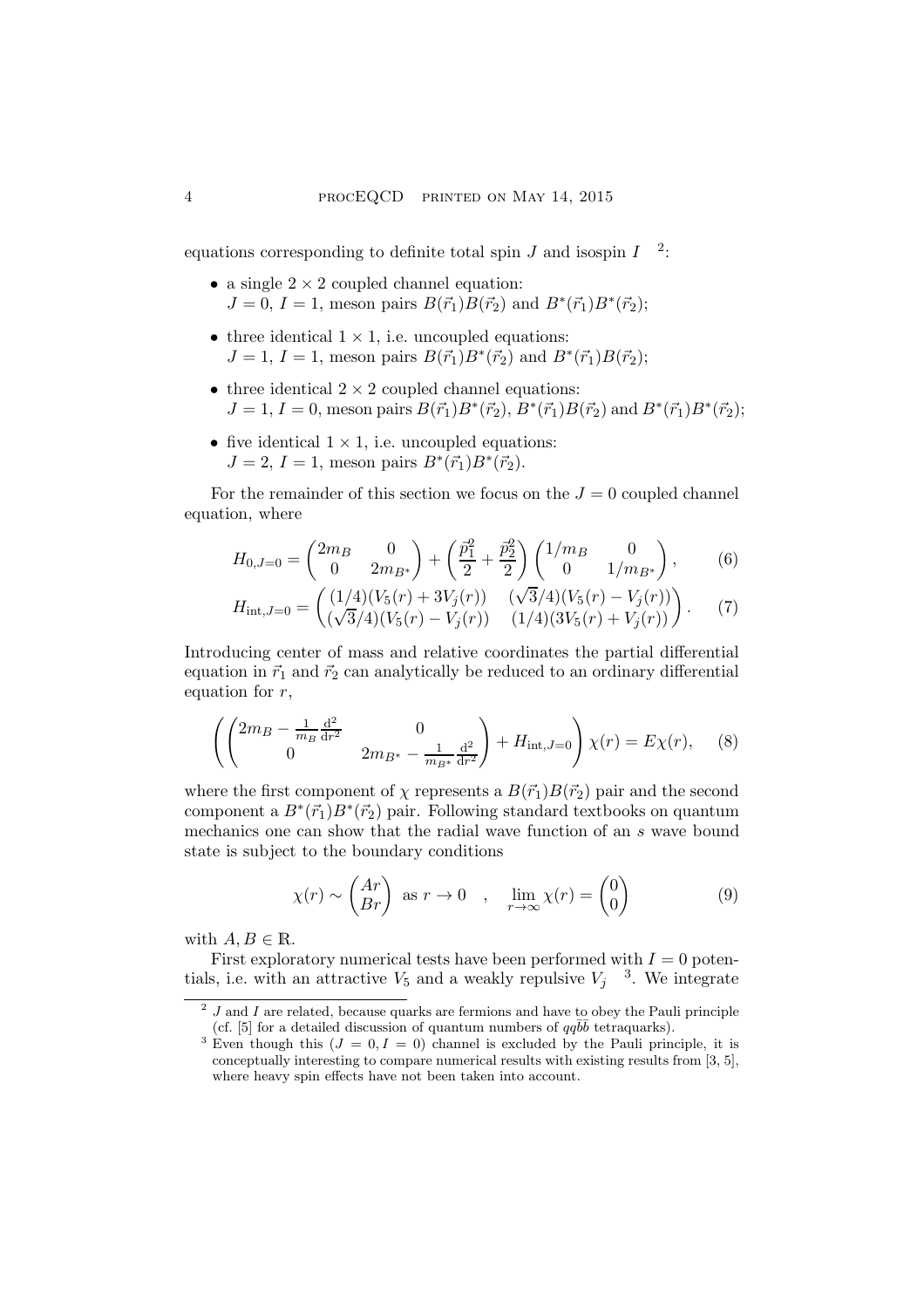equations corresponding to definite total spin $J$ and isospin $I$ [2]:

- a single $2 \times 2$ coupled channel equation:
  $J = 0$, $I = 1$, meson pairs $B(\vec{r}_1)B(\vec{r}_2)$ and $B^*(\vec{r}_1)B^*(\vec{r}_2)$;
- three identical $1 \times 1$, i.e. uncoupled equations:
  $J = 1$, $I = 1$, meson pairs $B(\vec{r}_1)B^*(\vec{r}_2)$ and $B^*(\vec{r}_1)B(\vec{r}_2)$;
- three identical $2 \times 2$ coupled channel equations:
  $J = 1$, $I = 0$, meson pairs $B(\vec{r}_1)B^*(\vec{r}_2)$, $B^*(\vec{r}_1)B(\vec{r}_2)$ and $B^*(\vec{r}_1)B^*(\vec{r}_2)$;
- five identical $1 \times 1$, i.e. uncoupled equations:
  $J = 2$, $I = 1$, meson pairs $B^*(\vec{r}_1)B^*(\vec{r}_2)$.

For the remainder of this section we focus on the $J = 0$ coupled channel equation, where

$$H_{0,J=0} = \begin{pmatrix} 2m_B & 0 \\ 0 & 2m_{B^*} \end{pmatrix} + \left(\frac{\vec{p}_1^{\,2}}{2} + \frac{\vec{p}_2^{\,2}}{2}\right) \begin{pmatrix} 1/m_B & 0 \\ 0 & 1/m_{B^*} \end{pmatrix}, \quad (6)$$

$$H_{\text{int},J=0} = \begin{pmatrix} (1/4)(V_5(r) + 3V_j(r)) & (\sqrt{3}/4)(V_5(r) - V_j(r)) \\ (\sqrt{3}/4)(V_5(r) - V_j(r)) & (1/4)(3V_5(r) + V_j(r)) \end{pmatrix}. \quad (7)$$

Introducing center of mass and relative coordinates the partial differential equation in $\vec{r}_1$ and $\vec{r}_2$ can analytically be reduced to an ordinary differential equation for $r$,

$$\left(\begin{pmatrix} 2m_B - \frac{1}{m_B}\frac{\mathrm{d}^2}{\mathrm{d}r^2} & 0 \\ 0 & 2m_{B^*} - \frac{1}{m_{B^*}}\frac{\mathrm{d}^2}{\mathrm{d}r^2} \end{pmatrix} + H_{\text{int},J=0}\right)\chi(r) = E\chi(r), \quad (8)$$

where the first component of $\chi$ represents a $B(\vec{r}_1)B(\vec{r}_2)$ pair and the second component a $B^*(\vec{r}_1)B^*(\vec{r}_2)$ pair. Following standard textbooks on quantum mechanics one can show that the radial wave function of an $s$ wave bound state is subject to the boundary conditions

$$\chi(r) \sim \begin{pmatrix} Ar \\ Br \end{pmatrix} \text{ as } r \to 0 \quad , \quad \lim_{r\to\infty} \chi(r) = \begin{pmatrix} 0 \\ 0 \end{pmatrix} \quad (9)$$

with $A, B \in \mathbb{R}$.

First exploratory numerical tests have been performed with $I = 0$ potentials, i.e. with an attractive $V_5$ and a weakly repulsive $V_j$ [3]. We integrate

[2] $J$ and $I$ are related, because quarks are fermions and have to obey the Pauli principle (cf. [5] for a detailed discussion of quantum numbers of $qq\bar{b}\bar{b}$ tetraquarks).

[3] Even though this $(J = 0, I = 0)$ channel is excluded by the Pauli principle, it is conceptually interesting to compare numerical results with existing results from [3, 5], where heavy spin effects have not been taken into account.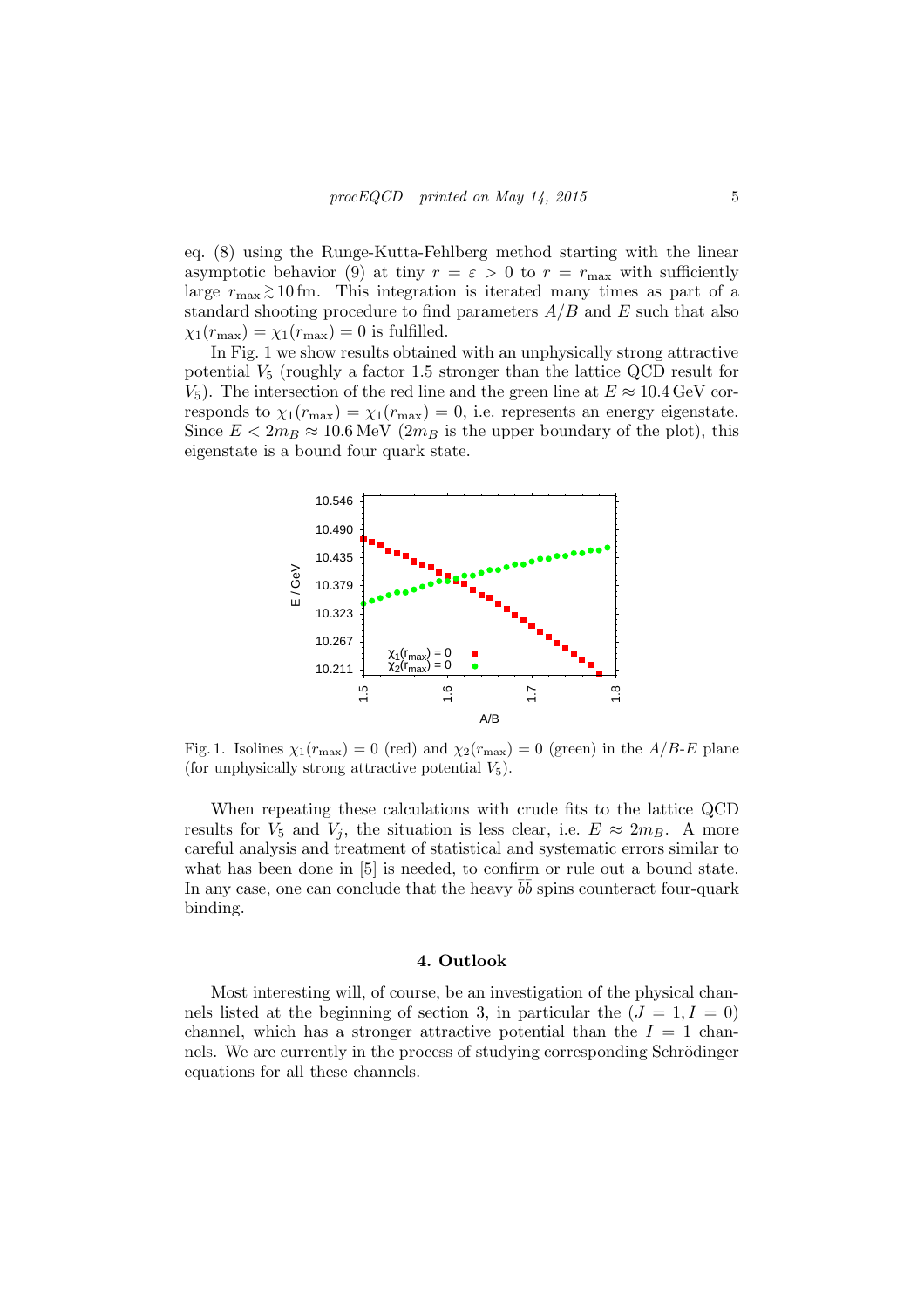eq. (8) using the Runge-Kutta-Fehlberg method starting with the linear asymptotic behavior (9) at tiny $r = \varepsilon > 0$ to $r = r_{\max}$ with sufficiently large $r_{\max} \gtrsim 10\,\mathrm{fm}$. This integration is iterated many times as part of a standard shooting procedure to find parameters $A/B$ and $E$ such that also $\chi_1(r_{\max}) = \chi_1(r_{\max}) = 0$ is fulfilled.

In Fig. 1 we show results obtained with an unphysically strong attractive potential $V_5$ (roughly a factor 1.5 stronger than the lattice QCD result for $V_5$). The intersection of the red line and the green line at $E \approx 10.4\,\mathrm{GeV}$ corresponds to $\chi_1(r_{\max}) = \chi_1(r_{\max}) = 0$, i.e. represents an energy eigenstate. Since $E < 2m_B \approx 10.6\,\mathrm{MeV}$ ($2m_B$ is the upper boundary of the plot), this eigenstate is a bound four quark state.

Fig. 1. Isolines $\chi_1(r_{\max}) = 0$ (red) and $\chi_2(r_{\max}) = 0$ (green) in the $A/B$-$E$ plane (for unphysically strong attractive potential $V_5$).

When repeating these calculations with crude fits to the lattice QCD results for $V_5$ and $V_j$, the situation is less clear, i.e. $E \approx 2m_B$. A more careful analysis and treatment of statistical and systematic errors similar to what has been done in [5] is needed, to confirm or rule out a bound state. In any case, one can conclude that the heavy $\bar{b}\bar{b}$ spins counteract four-quark binding.

## 4. Outlook

Most interesting will, of course, be an investigation of the physical channels listed at the beginning of section 3, in particular the $(J = 1, I = 0)$ channel, which has a stronger attractive potential than the $I = 1$ channels. We are currently in the process of studying corresponding Schrödinger equations for all these channels.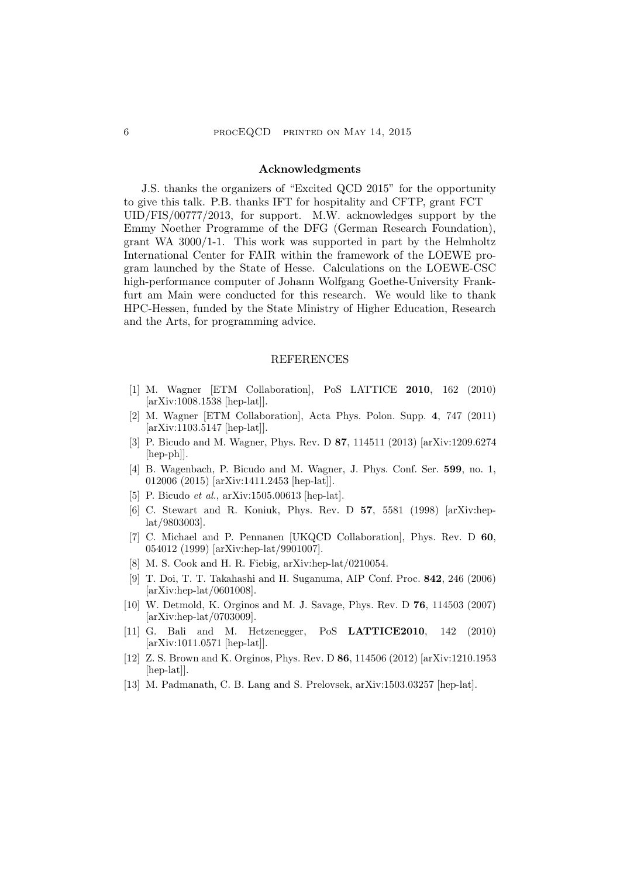## Acknowledgments

J.S. thanks the organizers of "Excited QCD 2015" for the opportunity to give this talk. P.B. thanks IFT for hospitality and CFTP, grant FCT UID/FIS/00777/2013, for support. M.W. acknowledges support by the Emmy Noether Programme of the DFG (German Research Foundation), grant WA 3000/1-1. This work was supported in part by the Helmholtz International Center for FAIR within the framework of the LOEWE program launched by the State of Hesse. Calculations on the LOEWE-CSC high-performance computer of Johann Wolfgang Goethe-University Frankfurt am Main were conducted for this research. We would like to thank HPC-Hessen, funded by the State Ministry of Higher Education, Research and the Arts, for programming advice.

## REFERENCES

[1] M. Wagner [ETM Collaboration], PoS LATTICE **2010**, 162 (2010) [arXiv:1008.1538 [hep-lat]].

[2] M. Wagner [ETM Collaboration], Acta Phys. Polon. Supp. **4**, 747 (2011) [arXiv:1103.5147 [hep-lat]].

[3] P. Bicudo and M. Wagner, Phys. Rev. D **87**, 114511 (2013) [arXiv:1209.6274 [hep-ph]].

[4] B. Wagenbach, P. Bicudo and M. Wagner, J. Phys. Conf. Ser. **599**, no. 1, 012006 (2015) [arXiv:1411.2453 [hep-lat]].

[5] P. Bicudo *et al.*, arXiv:1505.00613 [hep-lat].

[6] C. Stewart and R. Koniuk, Phys. Rev. D **57**, 5581 (1998) [arXiv:hep-lat/9803003].

[7] C. Michael and P. Pennanen [UKQCD Collaboration], Phys. Rev. D **60**, 054012 (1999) [arXiv:hep-lat/9901007].

[8] M. S. Cook and H. R. Fiebig, arXiv:hep-lat/0210054.

[9] T. Doi, T. T. Takahashi and H. Suganuma, AIP Conf. Proc. **842**, 246 (2006) [arXiv:hep-lat/0601008].

[10] W. Detmold, K. Orginos and M. J. Savage, Phys. Rev. D **76**, 114503 (2007) [arXiv:hep-lat/0703009].

[11] G. Bali and M. Hetzenegger, PoS **LATTICE2010**, 142 (2010) [arXiv:1011.0571 [hep-lat]].

[12] Z. S. Brown and K. Orginos, Phys. Rev. D **86**, 114506 (2012) [arXiv:1210.1953 [hep-lat]].

[13] M. Padmanath, C. B. Lang and S. Prelovsek, arXiv:1503.03257 [hep-lat].